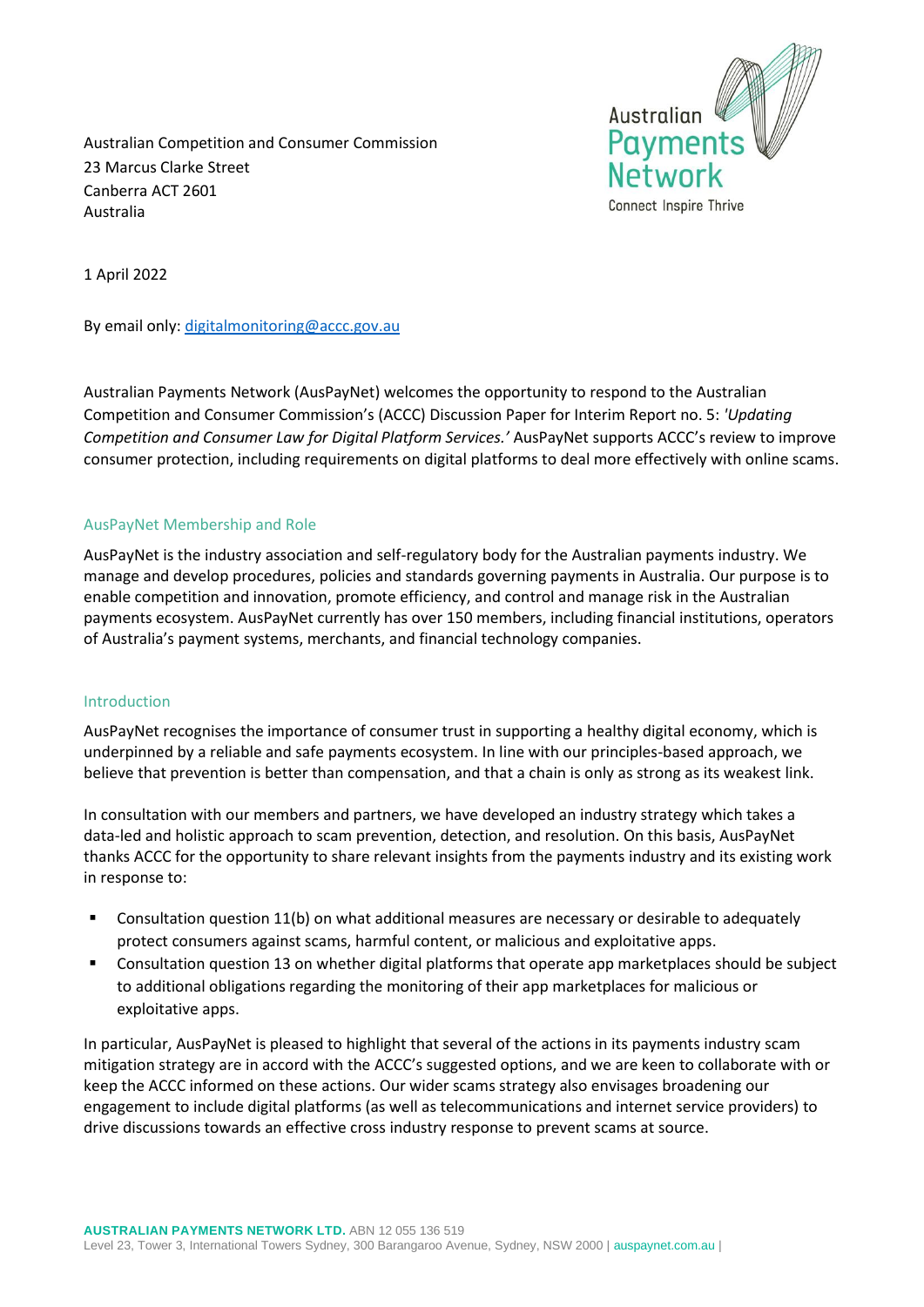Australian Competition and Consumer Commission
23 Marcus Clarke Street
Canberra ACT 2601
Australia

Australian Payments Network
Connect Inspire Thrive

1 April 2022

By email only: digitalmonitoring@accc.gov.au

Australian Payments Network (AusPayNet) welcomes the opportunity to respond to the Australian Competition and Consumer Commission's (ACCC) Discussion Paper for Interim Report no. 5: *'Updating Competition and Consumer Law for Digital Platform Services.'* AusPayNet supports ACCC's review to improve consumer protection, including requirements on digital platforms to deal more effectively with online scams.

## AusPayNet Membership and Role

AusPayNet is the industry association and self-regulatory body for the Australian payments industry. We manage and develop procedures, policies and standards governing payments in Australia. Our purpose is to enable competition and innovation, promote efficiency, and control and manage risk in the Australian payments ecosystem. AusPayNet currently has over 150 members, including financial institutions, operators of Australia's payment systems, merchants, and financial technology companies.

## Introduction

AusPayNet recognises the importance of consumer trust in supporting a healthy digital economy, which is underpinned by a reliable and safe payments ecosystem. In line with our principles-based approach, we believe that prevention is better than compensation, and that a chain is only as strong as its weakest link.

In consultation with our members and partners, we have developed an industry strategy which takes a data-led and holistic approach to scam prevention, detection, and resolution. On this basis, AusPayNet thanks ACCC for the opportunity to share relevant insights from the payments industry and its existing work in response to:

- Consultation question 11(b) on what additional measures are necessary or desirable to adequately protect consumers against scams, harmful content, or malicious and exploitative apps.
- Consultation question 13 on whether digital platforms that operate app marketplaces should be subject to additional obligations regarding the monitoring of their app marketplaces for malicious or exploitative apps.

In particular, AusPayNet is pleased to highlight that several of the actions in its payments industry scam mitigation strategy are in accord with the ACCC's suggested options, and we are keen to collaborate with or keep the ACCC informed on these actions. Our wider scams strategy also envisages broadening our engagement to include digital platforms (as well as telecommunications and internet service providers) to drive discussions towards an effective cross industry response to prevent scams at source.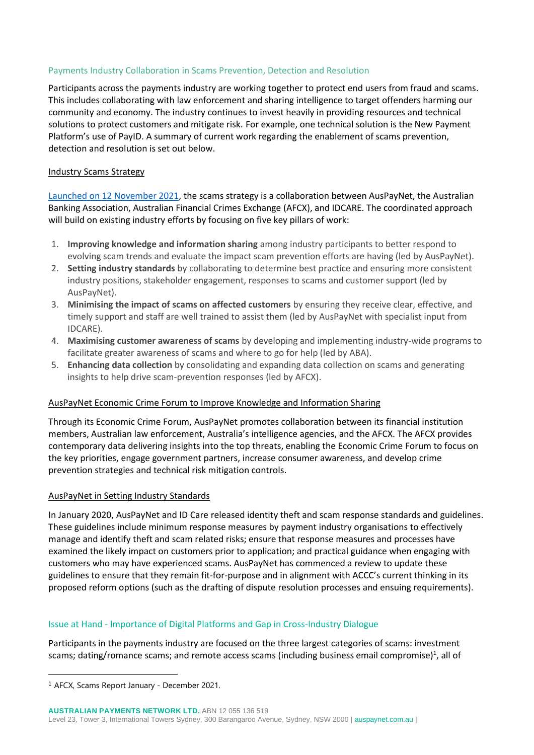## Payments Industry Collaboration in Scams Prevention, Detection and Resolution

Participants across the payments industry are working together to protect end users from fraud and scams. This includes collaborating with law enforcement and sharing intelligence to target offenders harming our community and economy. The industry continues to invest heavily in providing resources and technical solutions to protect customers and mitigate risk. For example, one technical solution is the New Payment Platform's use of PayID. A summary of current work regarding the enablement of scams prevention, detection and resolution is set out below.

### Industry Scams Strategy

Launched on 12 November 2021, the scams strategy is a collaboration between AusPayNet, the Australian Banking Association, Australian Financial Crimes Exchange (AFCX), and IDCARE. The coordinated approach will build on existing industry efforts by focusing on five key pillars of work:

1. **Improving knowledge and information sharing** among industry participants to better respond to evolving scam trends and evaluate the impact scam prevention efforts are having (led by AusPayNet).
2. **Setting industry standards** by collaborating to determine best practice and ensuring more consistent industry positions, stakeholder engagement, responses to scams and customer support (led by AusPayNet).
3. **Minimising the impact of scams on affected customers** by ensuring they receive clear, effective, and timely support and staff are well trained to assist them (led by AusPayNet with specialist input from IDCARE).
4. **Maximising customer awareness of scams** by developing and implementing industry-wide programs to facilitate greater awareness of scams and where to go for help (led by ABA).
5. **Enhancing data collection** by consolidating and expanding data collection on scams and generating insights to help drive scam-prevention responses (led by AFCX).

### AusPayNet Economic Crime Forum to Improve Knowledge and Information Sharing

Through its Economic Crime Forum, AusPayNet promotes collaboration between its financial institution members, Australian law enforcement, Australia's intelligence agencies, and the AFCX. The AFCX provides contemporary data delivering insights into the top threats, enabling the Economic Crime Forum to focus on the key priorities, engage government partners, increase consumer awareness, and develop crime prevention strategies and technical risk mitigation controls.

### AusPayNet in Setting Industry Standards

In January 2020, AusPayNet and ID Care released identity theft and scam response standards and guidelines. These guidelines include minimum response measures by payment industry organisations to effectively manage and identify theft and scam related risks; ensure that response measures and processes have examined the likely impact on customers prior to application; and practical guidance when engaging with customers who may have experienced scams. AusPayNet has commenced a review to update these guidelines to ensure that they remain fit-for-purpose and in alignment with ACCC's current thinking in its proposed reform options (such as the drafting of dispute resolution processes and ensuing requirements).

## Issue at Hand - Importance of Digital Platforms and Gap in Cross-Industry Dialogue

Participants in the payments industry are focused on the three largest categories of scams: investment scams; dating/romance scams; and remote access scams (including business email compromise)[1], all of

[1] AFCX, Scams Report January - December 2021.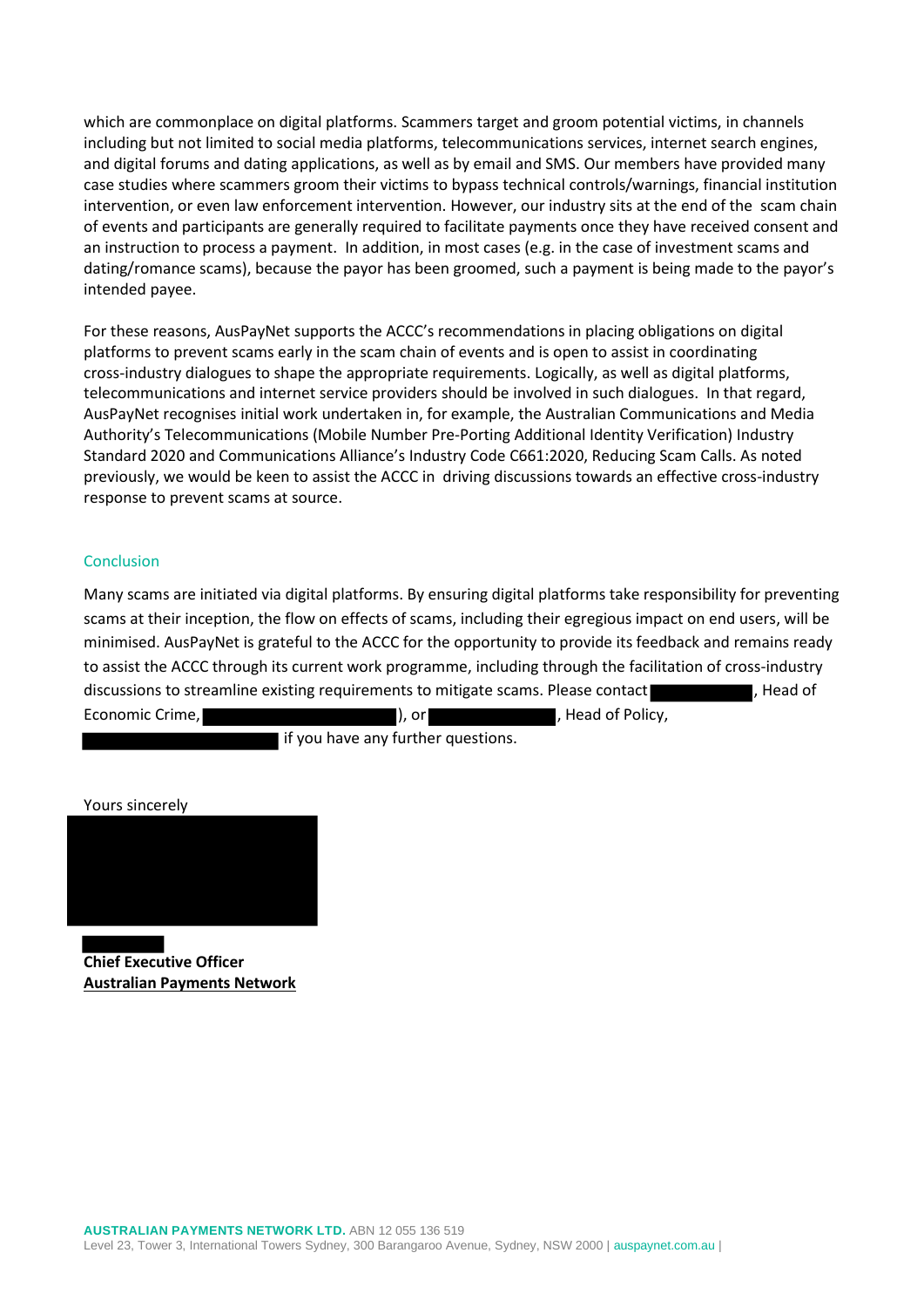which are commonplace on digital platforms. Scammers target and groom potential victims, in channels including but not limited to social media platforms, telecommunications services, internet search engines, and digital forums and dating applications, as well as by email and SMS. Our members have provided many case studies where scammers groom their victims to bypass technical controls/warnings, financial institution intervention, or even law enforcement intervention. However, our industry sits at the end of the scam chain of events and participants are generally required to facilitate payments once they have received consent and an instruction to process a payment. In addition, in most cases (e.g. in the case of investment scams and dating/romance scams), because the payor has been groomed, such a payment is being made to the payor's intended payee.

For these reasons, AusPayNet supports the ACCC's recommendations in placing obligations on digital platforms to prevent scams early in the scam chain of events and is open to assist in coordinating cross-industry dialogues to shape the appropriate requirements. Logically, as well as digital platforms, telecommunications and internet service providers should be involved in such dialogues. In that regard, AusPayNet recognises initial work undertaken in, for example, the Australian Communications and Media Authority's Telecommunications (Mobile Number Pre-Porting Additional Identity Verification) Industry Standard 2020 and Communications Alliance's Industry Code C661:2020, Reducing Scam Calls. As noted previously, we would be keen to assist the ACCC in driving discussions towards an effective cross-industry response to prevent scams at source.

## Conclusion

Many scams are initiated via digital platforms. By ensuring digital platforms take responsibility for preventing scams at their inception, the flow on effects of scams, including their egregious impact on end users, will be minimised. AusPayNet is grateful to the ACCC for the opportunity to provide its feedback and remains ready to assist the ACCC through its current work programme, including through the facilitation of cross-industry discussions to streamline existing requirements to mitigate scams. Please contact [REDACTED], Head of Economic Crime, [REDACTED]), or [REDACTED], Head of Policy, [REDACTED] if you have any further questions.

Yours sincerely

[REDACTED]

**Chief Executive Officer**
**Australian Payments Network**

**AUSTRALIAN PAYMENTS NETWORK LTD.** ABN 12 055 136 519
Level 23, Tower 3, International Towers Sydney, 300 Barangaroo Avenue, Sydney, NSW 2000 | auspaynet.com.au |